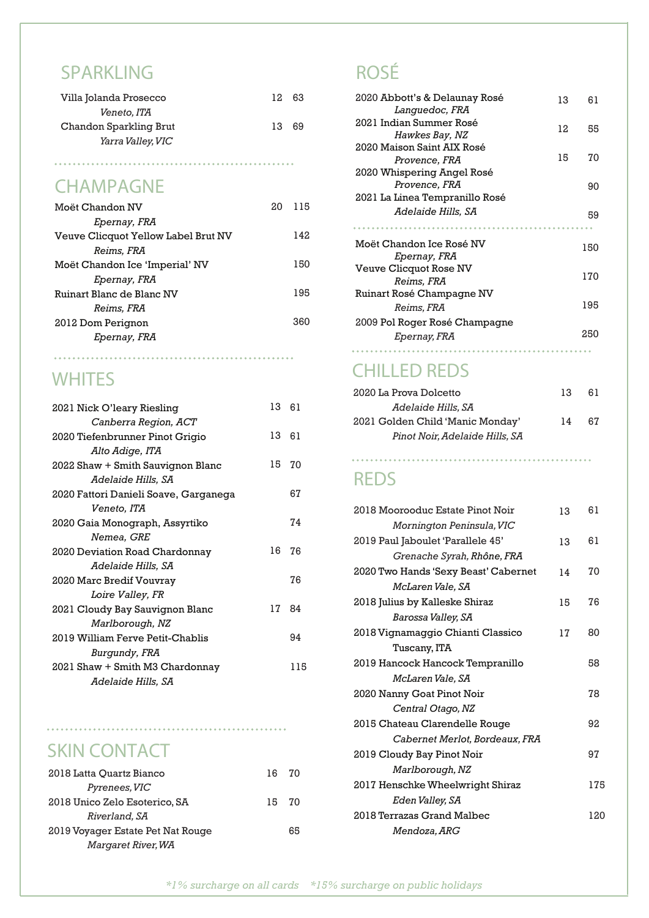## SPARKLING

| Wine | Glass | Bottle |
| --- | --- | --- |
| Villa Jolanda Prosecco *Veneto, ITA* | 12 | 63 |
| Chandon Sparkling Brut *Yarra Valley, VIC* | 13 | 69 |

## CHAMPAGNE

| Wine | Glass | Bottle |
| --- | --- | --- |
| Moët Chandon NV *Epernay, FRA* | 20 | 115 |
| Veuve Clicquot Yellow Label Brut NV *Reims, FRA* | | 142 |
| Moët Chandon Ice 'Imperial' NV *Epernay, FRA* | | 150 |
| Ruinart Blanc de Blanc NV *Reims, FRA* | | 195 |
| 2012 Dom Perignon *Epernay, FRA* | | 360 |

## WHITES

| Wine | Glass | Bottle |
| --- | --- | --- |
| 2021 Nick O'leary Riesling *Canberra Region, ACT* | 13 | 61 |
| 2020 Tiefenbrunner Pinot Grigio *Alto Adige, ITA* | 13 | 61 |
| 2022 Shaw + Smith Sauvignon Blanc *Adelaide Hills, SA* | 15 | 70 |
| 2020 Fattori Danieli Soave, Garganega *Veneto, ITA* | | 67 |
| 2020 Gaia Monograph, Assyrtiko *Nemea, GRE* | | 74 |
| 2020 Deviation Road Chardonnay *Adelaide Hills, SA* | 16 | 76 |
| 2020 Marc Bredif Vouvray *Loire Valley, FR* | | 76 |
| 2021 Cloudy Bay Sauvignon Blanc *Marlborough, NZ* | 17 | 84 |
| 2019 William Ferve Petit-Chablis *Burgundy, FRA* | | 94 |
| 2021 Shaw + Smith M3 Chardonnay *Adelaide Hills, SA* | | 115 |

## SKIN CONTACT

| Wine | Glass | Bottle |
| --- | --- | --- |
| 2018 Latta Quartz Bianco *Pyrenees, VIC* | 16 | 70 |
| 2018 Unico Zelo Esoterico, SA *Riverland, SA* | 15 | 70 |
| 2019 Voyager Estate Pet Nat Rouge *Margaret River, WA* | | 65 |

## ROSÉ

| Wine | Glass | Bottle |
| --- | --- | --- |
| 2020 Abbott's & Delaunay Rosé *Languedoc, FRA* | 13 | 61 |
| 2021 Indian Summer Rosé *Hawkes Bay, NZ* | 12 | 55 |
| 2020 Maison Saint AIX Rosé *Provence, FRA* | 15 | 70 |
| 2020 Whispering Angel Rosé *Provence, FRA* | | 90 |
| 2021 La Linea Tempranillo Rosé *Adelaide Hills, SA* | | 59 |
| Moët Chandon Ice Rosé NV *Epernay, FRA* | | 150 |
| Veuve Clicquot Rose NV *Reims, FRA* | | 170 |
| Ruinart Rosé Champagne NV *Reims, FRA* | | 195 |
| 2009 Pol Roger Rosé Champagne *Epernay, FRA* | | 250 |

## CHILLED REDS

| Wine | Glass | Bottle |
| --- | --- | --- |
| 2020 La Prova Dolcetto *Adelaide Hills, SA* | 13 | 61 |
| 2021 Golden Child 'Manic Monday' *Pinot Noir, Adelaide Hills, SA* | 14 | 67 |

## REDS

| Wine | Glass | Bottle |
| --- | --- | --- |
| 2018 Moorooduc Estate Pinot Noir *Mornington Peninsula, VIC* | 13 | 61 |
| 2019 Paul Jaboulet 'Parallele 45' *Grenache Syrah, Rhône, FRA* | 13 | 61 |
| 2020 Two Hands 'Sexy Beast' Cabernet *McLaren Vale, SA* | 14 | 70 |
| 2018 Julius by Kalleske Shiraz *Barossa Valley, SA* | 15 | 76 |
| 2018 Vignamaggio Chianti Classico Tuscany, ITA | 17 | 80 |
| 2019 Hancock Hancock Tempranillo *McLaren Vale, SA* | | 58 |
| 2020 Nanny Goat Pinot Noir *Central Otago, NZ* | | 78 |
| 2015 Chateau Clarendelle Rouge *Cabernet Merlot, Bordeaux, FRA* | | 92 |
| 2019 Cloudy Bay Pinot Noir *Marlborough, NZ* | | 97 |
| 2017 Henschke Wheelwright Shiraz *Eden Valley, SA* | | 175 |
| 2018 Terrazas Grand Malbec *Mendoza, ARG* | | 120 |

*\*1% surcharge on all cards   \*15% surcharge on public holidays*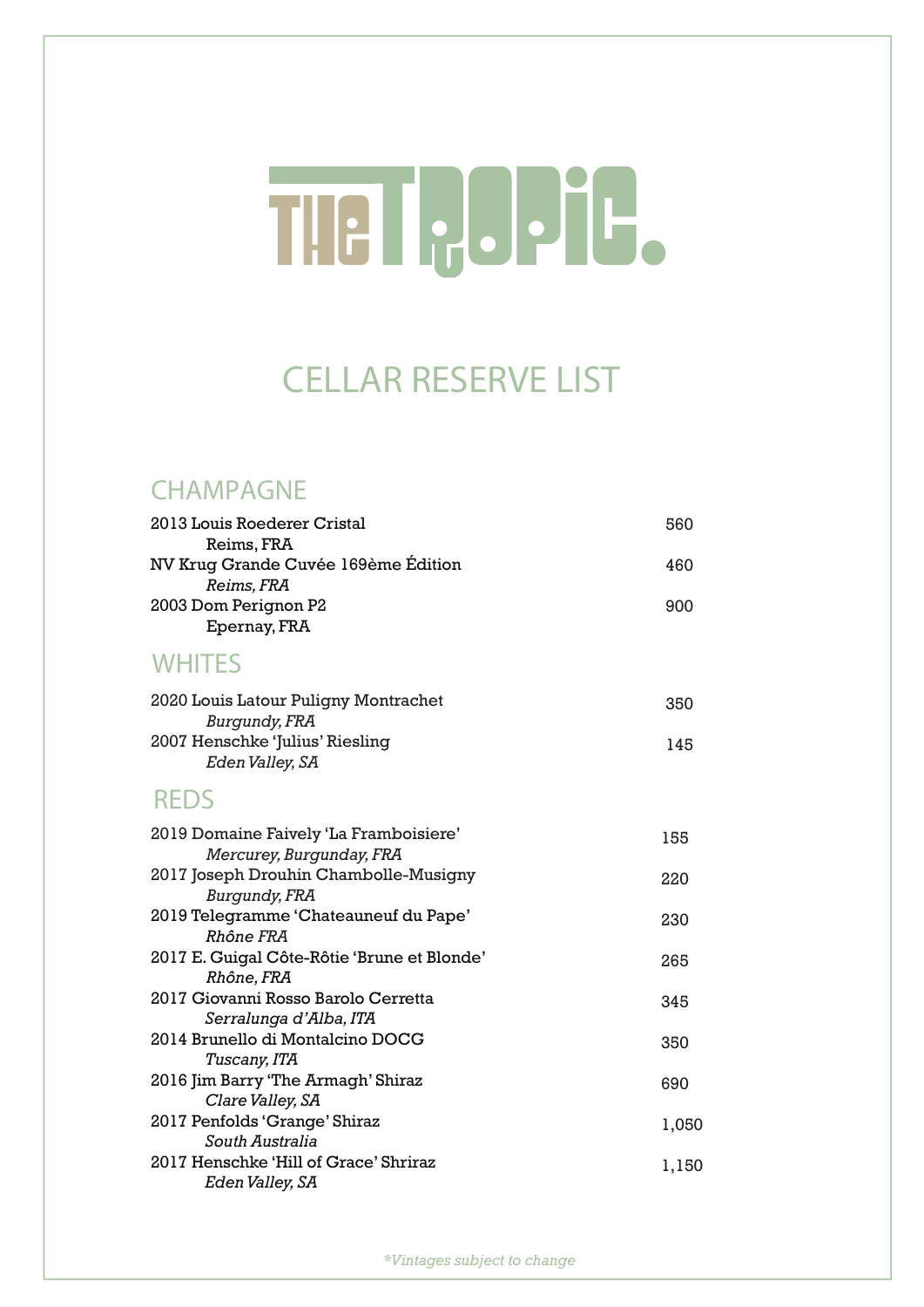# THE TROPIC.

## CELLAR RESERVE LIST

### CHAMPAGNE

| Wine | Price |
|---|---|
| 2013 Louis Roederer Cristal<br>Reims, FRA | 560 |
| NV Krug Grande Cuvée 169ème Édition<br>*Reims, FRA* | 460 |
| 2003 Dom Perignon P2<br>Epernay, FRA | 900 |

### WHITES

| Wine | Price |
|---|---|
| 2020 Louis Latour Puligny Montrachet<br>*Burgundy, FRA* | 350 |
| 2007 Henschke 'Julius' Riesling<br>*Eden Valley, SA* | 145 |

### REDS

| Wine | Price |
|---|---|
| 2019 Domaine Faively 'La Framboisiere'<br>*Mercurey, Burgunday, FRA* | 155 |
| 2017 Joseph Drouhin Chambolle-Musigny<br>*Burgundy, FRA* | 220 |
| 2019 Telegramme 'Chateauneuf du Pape'<br>*Rhône FRA* | 230 |
| 2017 E. Guigal Côte-Rôtie 'Brune et Blonde'<br>*Rhône, FRA* | 265 |
| 2017 Giovanni Rosso Barolo Cerretta<br>*Serralunga d'Alba, ITA* | 345 |
| 2014 Brunello di Montalcino DOCG<br>*Tuscany, ITA* | 350 |
| 2016 Jim Barry 'The Armagh' Shiraz<br>*Clare Valley, SA* | 690 |
| 2017 Penfolds 'Grange' Shiraz<br>*South Australia* | 1,050 |
| 2017 Henschke 'Hill of Grace' Shriraz<br>*Eden Valley, SA* | 1,150 |

**Vintages subject to change*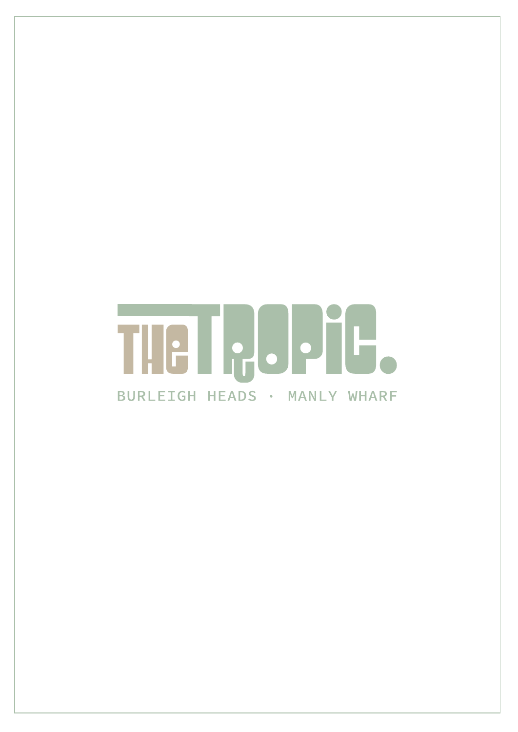# THE TROPIC.

BURLEIGH HEADS · MANLY WHARF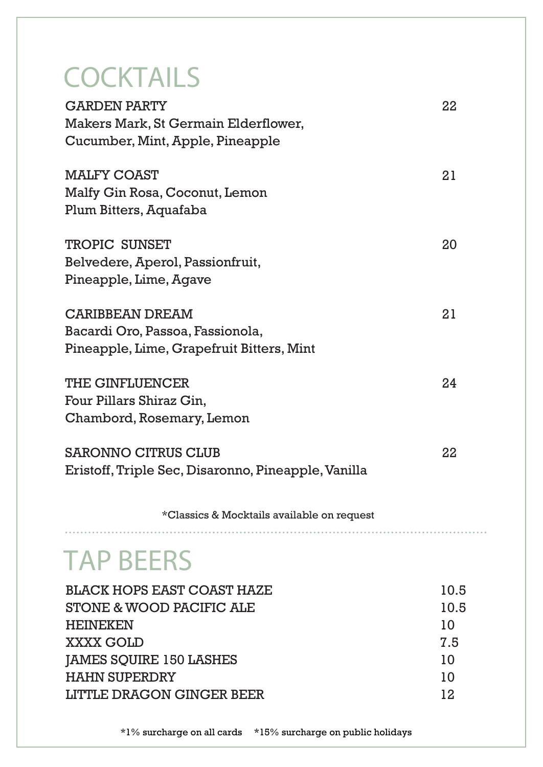# COCKTAILS

**GARDEN PARTY** 22
Makers Mark, St Germain Elderflower,
Cucumber, Mint, Apple, Pineapple

**MALFY COAST** 21
Malfy Gin Rosa, Coconut, Lemon
Plum Bitters, Aquafaba

**TROPIC SUNSET** 20
Belvedere, Aperol, Passionfruit,
Pineapple, Lime, Agave

**CARIBBEAN DREAM** 21
Bacardi Oro, Passoa, Fassionola,
Pineapple, Lime, Grapefruit Bitters, Mint

**THE GINFLUENCER** 24
Four Pillars Shiraz Gin,
Chambord, Rosemary, Lemon

**SARONNO CITRUS CLUB** 22
Eristoff, Triple Sec, Disaronno, Pineapple, Vanilla

*Classics & Mocktails available on request

# TAP BEERS

| | |
|---|---|
| BLACK HOPS EAST COAST HAZE | 10.5 |
| STONE & WOOD PACIFIC ALE | 10.5 |
| HEINEKEN | 10 |
| XXXX GOLD | 7.5 |
| JAMES SQUIRE 150 LASHES | 10 |
| HAHN SUPERDRY | 10 |
| LITTLE DRAGON GINGER BEER | 12 |

*1% surcharge on all cards *15% surcharge on public holidays